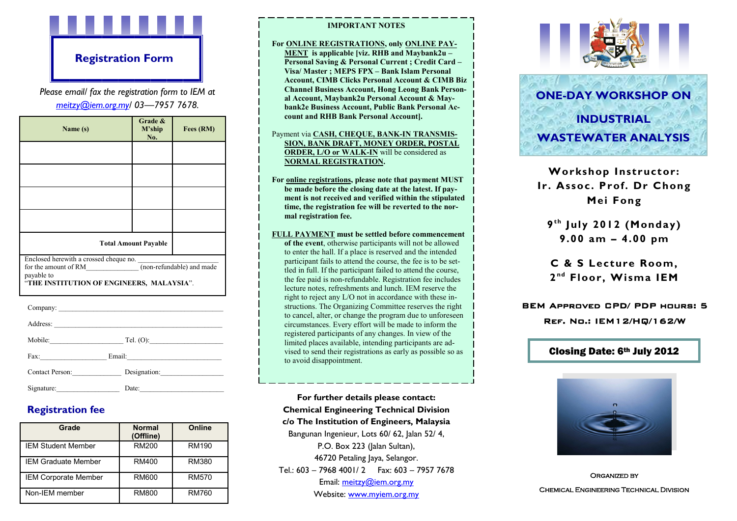# Registration Form

*Please email/ fax the registration form to IEM at meitzy@iem.org.my/ 03—7957 7678.*

| Name (s) | Grade & M'ship No. | Fees (RM) |
|---|---|---|
| | | |
| | | |
| | | |
| | | |
| **Total Amount Payable** | | |

Enclosed herewith a crossed cheque no. ______________________ for the amount of RM______________ (non-refundable) and made payable to "**THE INSTITUTION OF ENGINEERS, MALAYSIA**".

Company: ______________________________________________

Address: ______________________________________________

Mobile: ____________________ Tel. (O): ____________________

Fax: __________________ Email: __________________________

Contact Person: ______________ Designation: _________________

Signature: __________________ Date: _______________________

## Registration fee

| Grade | Normal (Offline) | Online |
|---|---|---|
| IEM Student Member | RM200 | RM190 |
| IEM Graduate Member | RM400 | RM380 |
| IEM Corporate Member | RM600 | RM570 |
| Non-IEM member | RM800 | RM760 |

### IMPORTANT NOTES

**For ONLINE REGISTRATIONS, only ONLINE PAYMENT is applicable [viz. RHB and Maybank2u – Personal Saving & Personal Current ; Credit Card – Visa/ Master ; MEPS FPX – Bank Islam Personal Account, CIMB Clicks Personal Account & CIMB Biz Channel Business Account, Hong Leong Bank Personal Account, Maybank2u Personal Account & Maybank2e Business Account, Public Bank Personal Account and RHB Bank Personal Account].**

Payment via **CASH, CHEQUE, BANK-IN TRANSMISSION, BANK DRAFT, MONEY ORDER, POSTAL ORDER, L/O or WALK-IN** will be considered as **NORMAL REGISTRATION.**

**For online registrations, please note that payment MUST be made before the closing date at the latest. If payment is not received and verified within the stipulated time, the registration fee will be reverted to the normal registration fee.**

**FULL PAYMENT must be settled before commencement of the event**, otherwise participants will not be allowed to enter the hall. If a place is reserved and the intended participant fails to attend the course, the fee is to be settled in full. If the participant failed to attend the course, the fee paid is non-refundable. Registration fee includes lecture notes, refreshments and lunch. IEM reserve the right to reject any L/O not in accordance with these instructions. The Organizing Committee reserves the right to cancel, alter, or change the program due to unforeseen circumstances. Every effort will be made to inform the registered participants of any changes. In view of the limited places available, intending participants are advised to send their registrations as early as possible so as to avoid disappointment.

**For further details please contact:**
**Chemical Engineering Technical Division**
**c/o The Institution of Engineers, Malaysia**
Bangunan Ingenieur, Lots 60/ 62, Jalan 52/ 4,
P.O. Box 223 (Jalan Sultan),
46720 Petaling Jaya, Selangor.
Tel.: 603 – 7968 4001/ 2 Fax: 603 – 7957 7678
Email: meitzy@iem.org.my
Website: www.myiem.org.my

# ONE-DAY WORKSHOP ON INDUSTRIAL WASTEWATER ANALYSIS

**Workshop Instructor: Ir. Assoc. Prof. Dr Chong Mei Fong**

**9th July 2012 (Monday)**
**9.00 am – 4.00 pm**

**C & S Lecture Room, 2nd Floor, Wisma IEM**

**BEM Approved CPD/ PDP hours: 5**
**Ref. No.: IEM12/HQ/162/W**

**Closing Date: 6th July 2012**

Organized by
Chemical Engineering Technical Division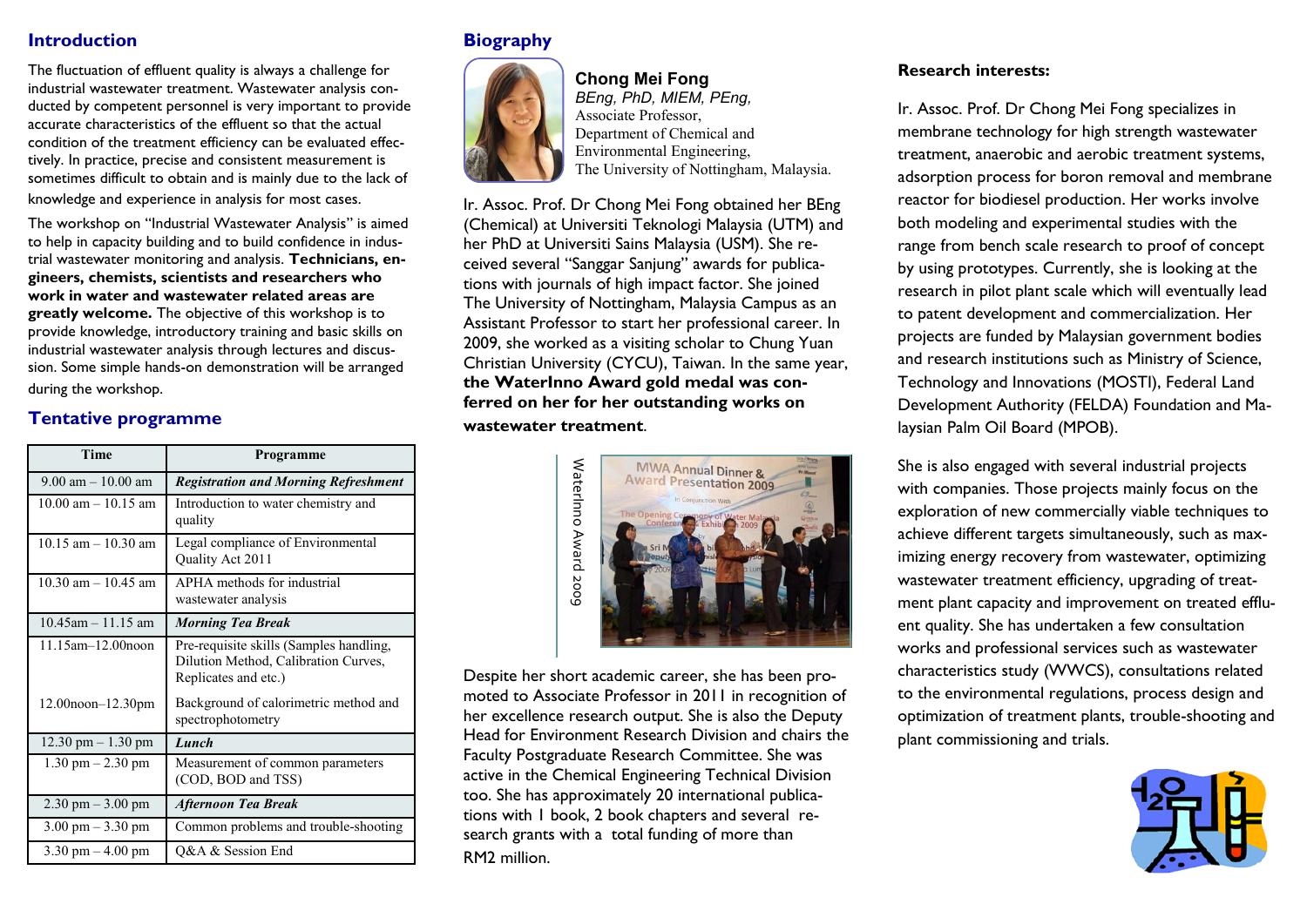## Introduction

The fluctuation of effluent quality is always a challenge for industrial wastewater treatment. Wastewater analysis conducted by competent personnel is very important to provide accurate characteristics of the effluent so that the actual condition of the treatment efficiency can be evaluated effectively. In practice, precise and consistent measurement is sometimes difficult to obtain and is mainly due to the lack of knowledge and experience in analysis for most cases.

The workshop on "Industrial Wastewater Analysis" is aimed to help in capacity building and to build confidence in industrial wastewater monitoring and analysis. **Technicians, engineers, chemists, scientists and researchers who work in water and wastewater related areas are greatly welcome.** The objective of this workshop is to provide knowledge, introductory training and basic skills on industrial wastewater analysis through lectures and discussion. Some simple hands-on demonstration will be arranged during the workshop.

## Tentative programme

| Time | Programme |
|---|---|
| 9.00 am – 10.00 am | ***Registration and Morning Refreshment*** |
| 10.00 am – 10.15 am | Introduction to water chemistry and quality |
| 10.15 am – 10.30 am | Legal compliance of Environmental Quality Act 2011 |
| 10.30 am – 10.45 am | APHA methods for industrial wastewater analysis |
| 10.45am – 11.15 am | ***Morning Tea Break*** |
| 11.15am–12.00noon | Pre-requisite skills (Samples handling, Dilution Method, Calibration Curves, Replicates and etc.) |
| 12.00noon–12.30pm | Background of calorimetric method and spectrophotometry |
| 12.30 pm – 1.30 pm | ***Lunch*** |
| 1.30 pm – 2.30 pm | Measurement of common parameters (COD, BOD and TSS) |
| 2.30 pm – 3.00 pm | ***Afternoon Tea Break*** |
| 3.00 pm – 3.30 pm | Common problems and trouble-shooting |
| 3.30 pm – 4.00 pm | Q&A & Session End |

## Biography

**Chong Mei Fong**
*BEng, PhD, MIEM, PEng,*
Associate Professor,
Department of Chemical and Environmental Engineering,
The University of Nottingham, Malaysia.

Ir. Assoc. Prof. Dr Chong Mei Fong obtained her BEng (Chemical) at Universiti Teknologi Malaysia (UTM) and her PhD at Universiti Sains Malaysia (USM). She received several "Sanggar Sanjung" awards for publications with journals of high impact factor. She joined The University of Nottingham, Malaysia Campus as an Assistant Professor to start her professional career. In 2009, she worked as a visiting scholar to Chung Yuan Christian University (CYCU), Taiwan. In the same year, **the WaterInno Award gold medal was conferred on her for her outstanding works on wastewater treatment**.

WaterInno Award 2009

Despite her short academic career, she has been promoted to Associate Professor in 2011 in recognition of her excellence research output. She is also the Deputy Head for Environment Research Division and chairs the Faculty Postgraduate Research Committee. She was active in the Chemical Engineering Technical Division too. She has approximately 20 international publications with 1 book, 2 book chapters and several research grants with a total funding of more than RM2 million.

**Research interests:**

Ir. Assoc. Prof. Dr Chong Mei Fong specializes in membrane technology for high strength wastewater treatment, anaerobic and aerobic treatment systems, adsorption process for boron removal and membrane reactor for biodiesel production. Her works involve both modeling and experimental studies with the range from bench scale research to proof of concept by using prototypes. Currently, she is looking at the research in pilot plant scale which will eventually lead to patent development and commercialization. Her projects are funded by Malaysian government bodies and research institutions such as Ministry of Science, Technology and Innovations (MOSTI), Federal Land Development Authority (FELDA) Foundation and Malaysian Palm Oil Board (MPOB).

She is also engaged with several industrial projects with companies. Those projects mainly focus on the exploration of new commercially viable techniques to achieve different targets simultaneously, such as maximizing energy recovery from wastewater, optimizing wastewater treatment efficiency, upgrading of treatment plant capacity and improvement on treated effluent quality. She has undertaken a few consultation works and professional services such as wastewater characteristics study (WWCS), consultations related to the environmental regulations, process design and optimization of treatment plants, trouble-shooting and plant commissioning and trials.